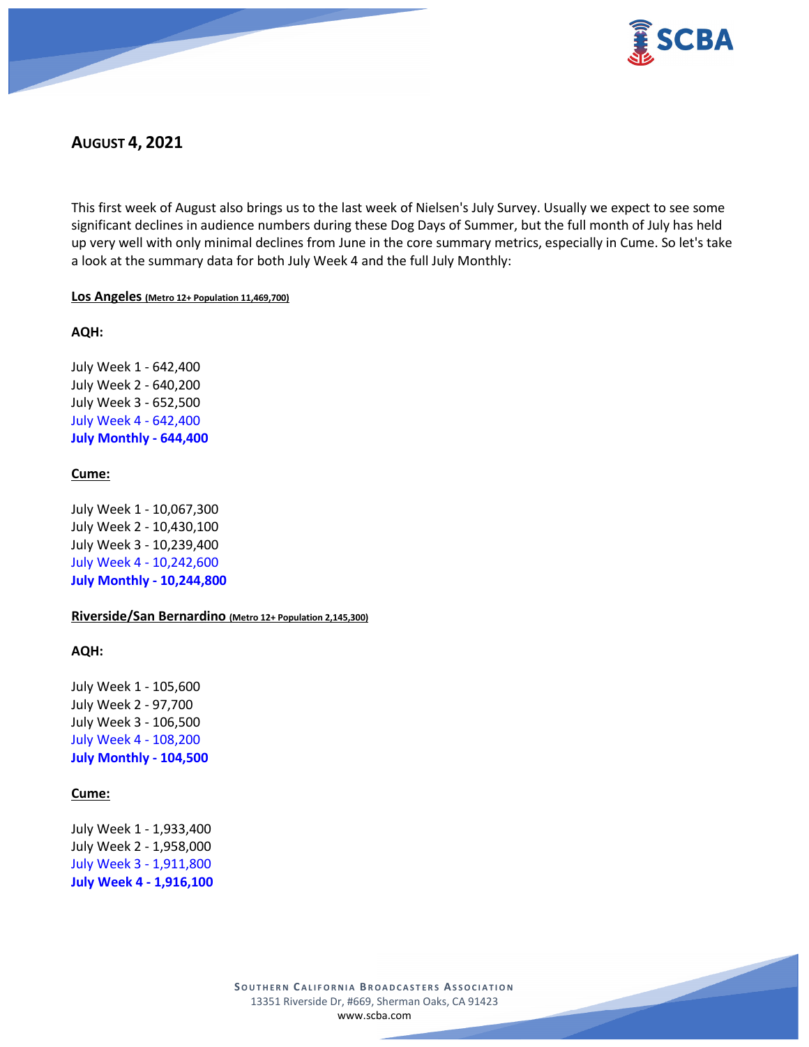## AUGUST 4, 2021

This first week of August also brings us to the last week of Nielsen's July Survey. Usually we expect to see some significant declines in audience numbers during these Dog Days of Summer, but the full month of July has held up very well with only minimal declines from June in the core summary metrics, especially in Cume. So let's take a look at the summary data for both July Week 4 and the full July Monthly:

**Los Angeles (Metro 12+ Population 11,469,700)**

**AQH:**

July Week 1 - 642,400
July Week 2 - 640,200
July Week 3 - 652,500
July Week 4 - 642,400
**July Monthly - 644,400**

**Cume:**

July Week 1 - 10,067,300
July Week 2 - 10,430,100
July Week 3 - 10,239,400
July Week 4 - 10,242,600
**July Monthly - 10,244,800**

**Riverside/San Bernardino (Metro 12+ Population 2,145,300)**

**AQH:**

July Week 1 - 105,600
July Week 2 - 97,700
July Week 3 - 106,500
July Week 4 - 108,200
**July Monthly - 104,500**

**Cume:**

July Week 1 - 1,933,400
July Week 2 - 1,958,000
July Week 3 - 1,911,800
**July Week 4 - 1,916,100**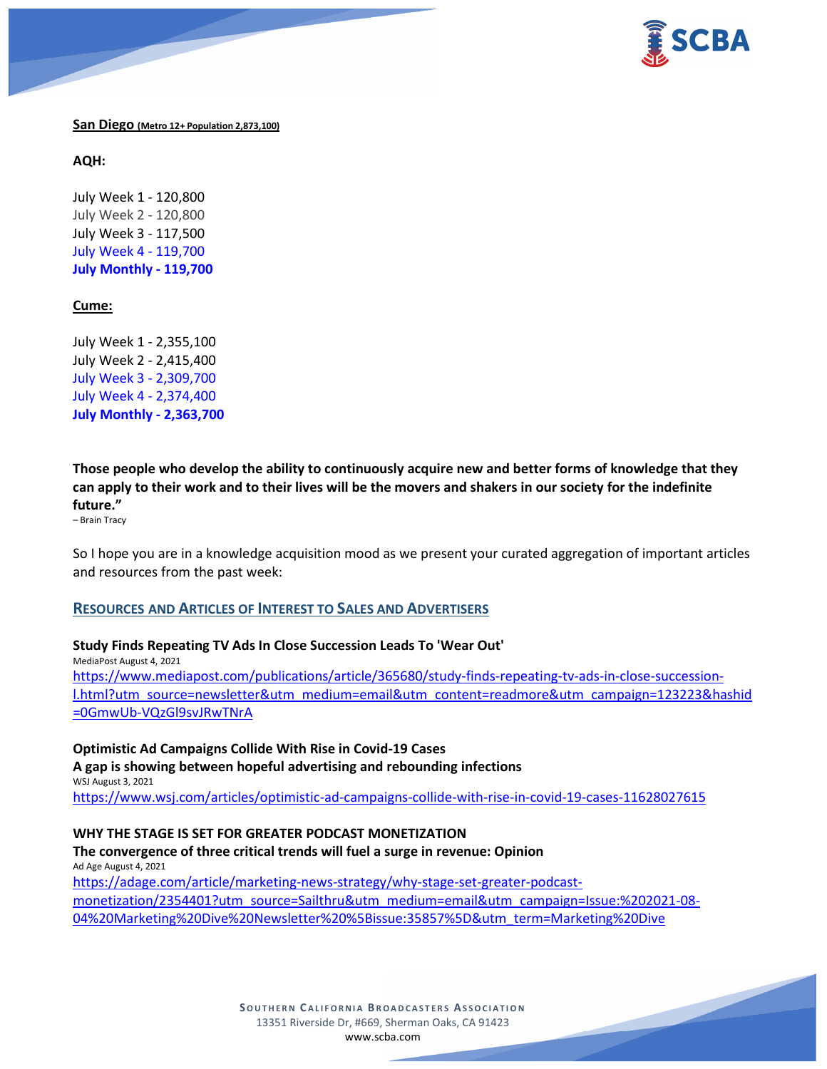**San Diego (Metro 12+ Population 2,873,100)**

**AQH:**

July Week 1 - 120,800
July Week 2 - 120,800
July Week 3 - 117,500
July Week 4 - 119,700
**July Monthly - 119,700**

**Cume:**

July Week 1 - 2,355,100
July Week 2 - 2,415,400
July Week 3 - 2,309,700
July Week 4 - 2,374,400
**July Monthly - 2,363,700**

**Those people who develop the ability to continuously acquire new and better forms of knowledge that they can apply to their work and to their lives will be the movers and shakers in our society for the indefinite future."**
– Brain Tracy

So I hope you are in a knowledge acquisition mood as we present your curated aggregation of important articles and resources from the past week:

## RESOURCES AND ARTICLES OF INTEREST TO SALES AND ADVERTISERS

**Study Finds Repeating TV Ads In Close Succession Leads To 'Wear Out'**
MediaPost August 4, 2021
https://www.mediapost.com/publications/article/365680/study-finds-repeating-tv-ads-in-close-succession-l.html?utm_source=newsletter&utm_medium=email&utm_content=readmore&utm_campaign=123223&hashid=0GmwUb-VQzGl9svJRwTNrA

**Optimistic Ad Campaigns Collide With Rise in Covid-19 Cases**
**A gap is showing between hopeful advertising and rebounding infections**
WSJ August 3, 2021
https://www.wsj.com/articles/optimistic-ad-campaigns-collide-with-rise-in-covid-19-cases-11628027615

**WHY THE STAGE IS SET FOR GREATER PODCAST MONETIZATION**
**The convergence of three critical trends will fuel a surge in revenue: Opinion**
Ad Age August 4, 2021
https://adage.com/article/marketing-news-strategy/why-stage-set-greater-podcast-monetization/2354401?utm_source=Sailthru&utm_medium=email&utm_campaign=Issue:%202021-08-04%20Marketing%20Dive%20Newsletter%20%5Bissue:35857%5D&utm_term=Marketing%20Dive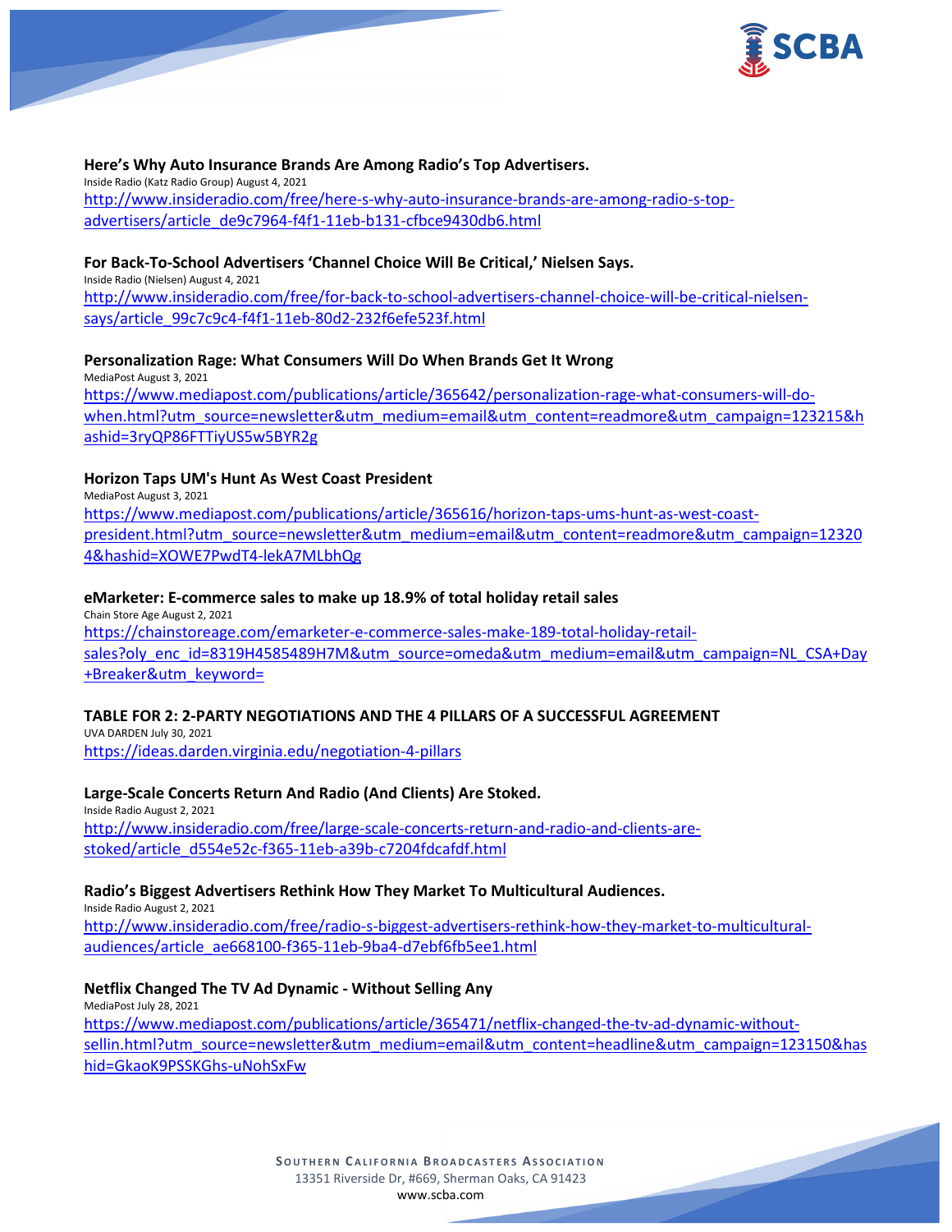**Here's Why Auto Insurance Brands Are Among Radio's Top Advertisers.**
Inside Radio (Katz Radio Group) August 4, 2021
http://www.insideradio.com/free/here-s-why-auto-insurance-brands-are-among-radio-s-top-advertisers/article_de9c7964-f4f1-11eb-b131-cfbce9430db6.html

**For Back-To-School Advertisers 'Channel Choice Will Be Critical,' Nielsen Says.**
Inside Radio (Nielsen) August 4, 2021
http://www.insideradio.com/free/for-back-to-school-advertisers-channel-choice-will-be-critical-nielsen-says/article_99c7c9c4-f4f1-11eb-80d2-232f6efe523f.html

**Personalization Rage: What Consumers Will Do When Brands Get It Wrong**
MediaPost August 3, 2021
https://www.mediapost.com/publications/article/365642/personalization-rage-what-consumers-will-do-when.html?utm_source=newsletter&utm_medium=email&utm_content=readmore&utm_campaign=123215&hashid=3ryQP86FTTiyUS5w5BYR2g

**Horizon Taps UM's Hunt As West Coast President**
MediaPost August 3, 2021
https://www.mediapost.com/publications/article/365616/horizon-taps-ums-hunt-as-west-coast-president.html?utm_source=newsletter&utm_medium=email&utm_content=readmore&utm_campaign=123204&hashid=XOWE7PwdT4-lekA7MLbhQg

**eMarketer: E-commerce sales to make up 18.9% of total holiday retail sales**
Chain Store Age August 2, 2021
https://chainstoreage.com/emarketer-e-commerce-sales-make-189-total-holiday-retail-sales?oly_enc_id=8319H4585489H7M&utm_source=omeda&utm_medium=email&utm_campaign=NL_CSA+Day+Breaker&utm_keyword=

**TABLE FOR 2: 2-PARTY NEGOTIATIONS AND THE 4 PILLARS OF A SUCCESSFUL AGREEMENT**
UVA DARDEN July 30, 2021
https://ideas.darden.virginia.edu/negotiation-4-pillars

**Large-Scale Concerts Return And Radio (And Clients) Are Stoked.**
Inside Radio August 2, 2021
http://www.insideradio.com/free/large-scale-concerts-return-and-radio-and-clients-are-stoked/article_d554e52c-f365-11eb-a39b-c7204fdcafdf.html

**Radio's Biggest Advertisers Rethink How They Market To Multicultural Audiences.**
Inside Radio August 2, 2021
http://www.insideradio.com/free/radio-s-biggest-advertisers-rethink-how-they-market-to-multicultural-audiences/article_ae668100-f365-11eb-9ba4-d7ebf6fb5ee1.html

**Netflix Changed The TV Ad Dynamic - Without Selling Any**
MediaPost July 28, 2021
https://www.mediapost.com/publications/article/365471/netflix-changed-the-tv-ad-dynamic-without-sellin.html?utm_source=newsletter&utm_medium=email&utm_content=headline&utm_campaign=123150&hashid=GkaoK9PSSKGhs-uNohSxFw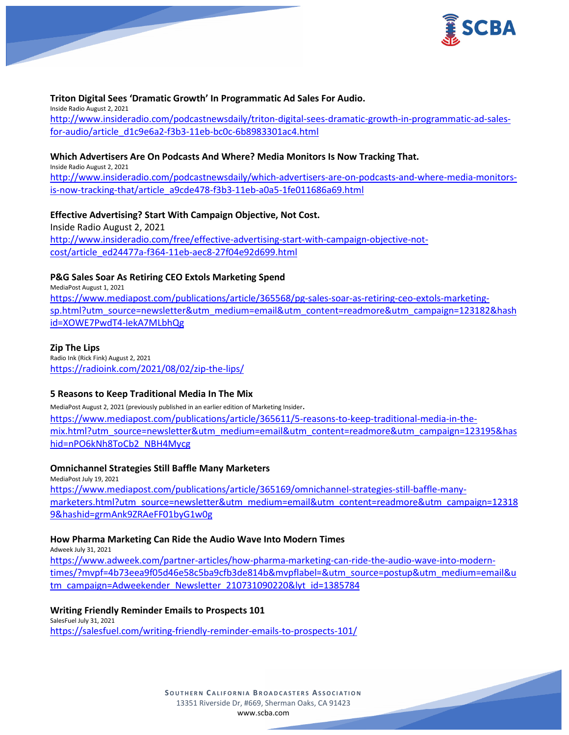**Triton Digital Sees 'Dramatic Growth' In Programmatic Ad Sales For Audio.**
Inside Radio August 2, 2021
http://www.insideradio.com/podcastnewsdaily/triton-digital-sees-dramatic-growth-in-programmatic-ad-sales-for-audio/article_d1c9e6a2-f3b3-11eb-bc0c-6b8983301ac4.html

**Which Advertisers Are On Podcasts And Where? Media Monitors Is Now Tracking That.**
Inside Radio August 2, 2021
http://www.insideradio.com/podcastnewsdaily/which-advertisers-are-on-podcasts-and-where-media-monitors-is-now-tracking-that/article_a9cde478-f3b3-11eb-a0a5-1fe011686a69.html

**Effective Advertising? Start With Campaign Objective, Not Cost.**
Inside Radio August 2, 2021
http://www.insideradio.com/free/effective-advertising-start-with-campaign-objective-not-cost/article_ed24477a-f364-11eb-aec8-27f04e92d699.html

**P&G Sales Soar As Retiring CEO Extols Marketing Spend**
MediaPost August 1, 2021
https://www.mediapost.com/publications/article/365568/pg-sales-soar-as-retiring-ceo-extols-marketing-sp.html?utm_source=newsletter&utm_medium=email&utm_content=readmore&utm_campaign=123182&hashid=XOWE7PwdT4-lekA7MLbhQg

**Zip The Lips**
Radio Ink (Rick Fink) August 2, 2021
https://radioink.com/2021/08/02/zip-the-lips/

**5 Reasons to Keep Traditional Media In The Mix**
MediaPost August 2, 2021 (previously published in an earlier edition of Marketing Insider.
https://www.mediapost.com/publications/article/365611/5-reasons-to-keep-traditional-media-in-the-mix.html?utm_source=newsletter&utm_medium=email&utm_content=readmore&utm_campaign=123195&hashid=nPO6kNh8ToCb2_NBH4Mycg

**Omnichannel Strategies Still Baffle Many Marketers**
MediaPost July 19, 2021
https://www.mediapost.com/publications/article/365169/omnichannel-strategies-still-baffle-many-marketers.html?utm_source=newsletter&utm_medium=email&utm_content=readmore&utm_campaign=123189&hashid=grmAnk9ZRAeFF01byG1w0g

**How Pharma Marketing Can Ride the Audio Wave Into Modern Times**
Adweek July 31, 2021
https://www.adweek.com/partner-articles/how-pharma-marketing-can-ride-the-audio-wave-into-modern-times/?mvpf=4b73eea9f05d46e58c5ba9cfb3de814b&mvpflabel=&utm_source=postup&utm_medium=email&utm_campaign=Adweekender_Newsletter_210731090220&lyt_id=1385784

**Writing Friendly Reminder Emails to Prospects 101**
SalesFuel July 31, 2021
https://salesfuel.com/writing-friendly-reminder-emails-to-prospects-101/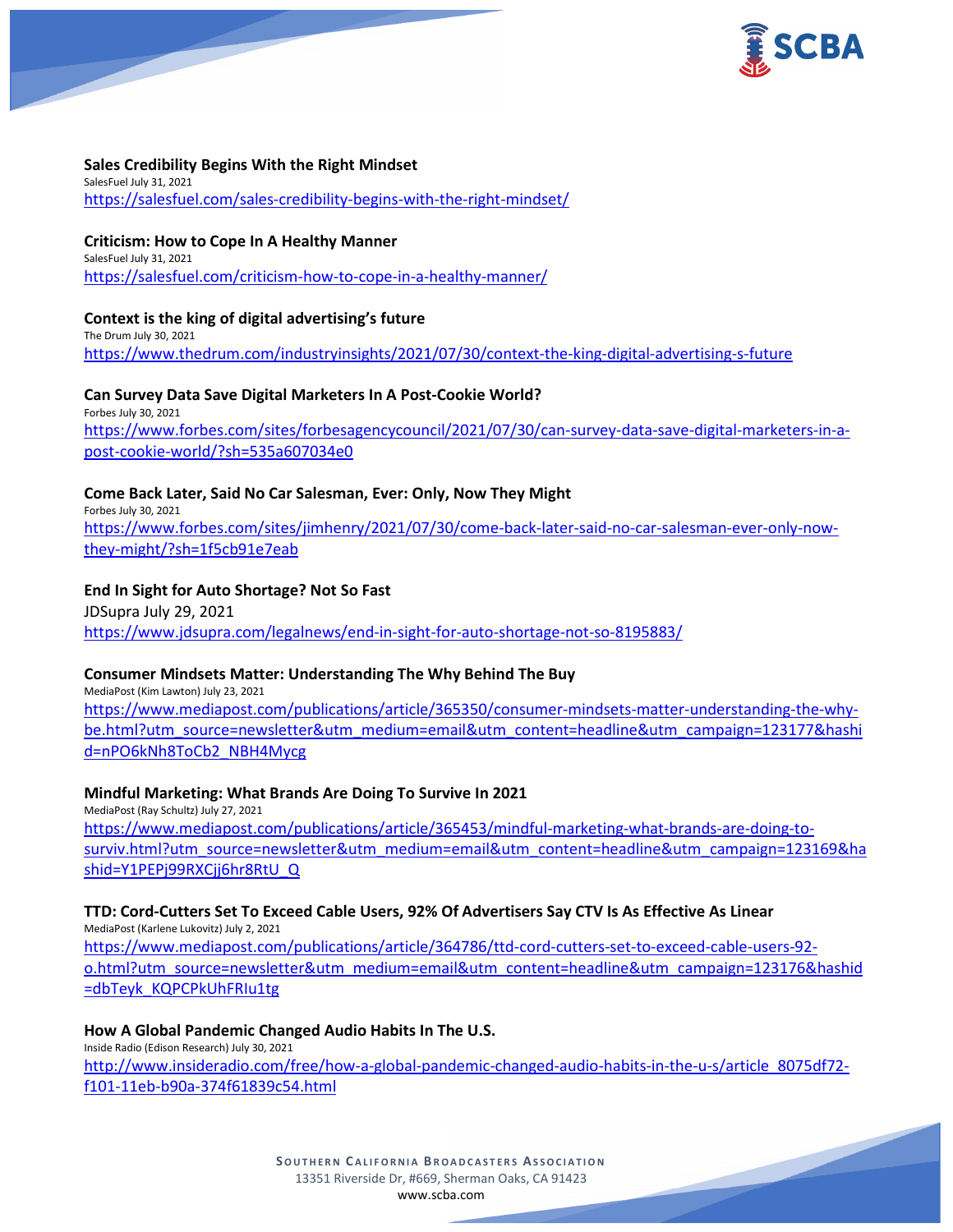**Sales Credibility Begins With the Right Mindset**
SalesFuel July 31, 2021
https://salesfuel.com/sales-credibility-begins-with-the-right-mindset/

**Criticism: How to Cope In A Healthy Manner**
SalesFuel July 31, 2021
https://salesfuel.com/criticism-how-to-cope-in-a-healthy-manner/

**Context is the king of digital advertising's future**
The Drum July 30, 2021
https://www.thedrum.com/industryinsights/2021/07/30/context-the-king-digital-advertising-s-future

**Can Survey Data Save Digital Marketers In A Post-Cookie World?**
Forbes July 30, 2021
https://www.forbes.com/sites/forbesagencycouncil/2021/07/30/can-survey-data-save-digital-marketers-in-a-post-cookie-world/?sh=535a607034e0

**Come Back Later, Said No Car Salesman, Ever: Only, Now They Might**
Forbes July 30, 2021
https://www.forbes.com/sites/jimhenry/2021/07/30/come-back-later-said-no-car-salesman-ever-only-now-they-might/?sh=1f5cb91e7eab

**End In Sight for Auto Shortage? Not So Fast**
JDSupra July 29, 2021
https://www.jdsupra.com/legalnews/end-in-sight-for-auto-shortage-not-so-8195883/

**Consumer Mindsets Matter: Understanding The Why Behind The Buy**
MediaPost (Kim Lawton) July 23, 2021
https://www.mediapost.com/publications/article/365350/consumer-mindsets-matter-understanding-the-why-be.html?utm_source=newsletter&utm_medium=email&utm_content=headline&utm_campaign=123177&hashid=nPO6kNh8ToCb2_NBH4Mycg

**Mindful Marketing: What Brands Are Doing To Survive In 2021**
MediaPost (Ray Schultz) July 27, 2021
https://www.mediapost.com/publications/article/365453/mindful-marketing-what-brands-are-doing-to-surviv.html?utm_source=newsletter&utm_medium=email&utm_content=headline&utm_campaign=123169&hashid=Y1PEPj99RXCjj6hr8RtU_Q

**TTD: Cord-Cutters Set To Exceed Cable Users, 92% Of Advertisers Say CTV Is As Effective As Linear**
MediaPost (Karlene Lukovitz) July 2, 2021
https://www.mediapost.com/publications/article/364786/ttd-cord-cutters-set-to-exceed-cable-users-92-o.html?utm_source=newsletter&utm_medium=email&utm_content=headline&utm_campaign=123176&hashid=dbTeyk_KQPCPkUhFRIu1tg

**How A Global Pandemic Changed Audio Habits In The U.S.**
Inside Radio (Edison Research) July 30, 2021
http://www.insideradio.com/free/how-a-global-pandemic-changed-audio-habits-in-the-u-s/article_8075df72-f101-11eb-b90a-374f61839c54.html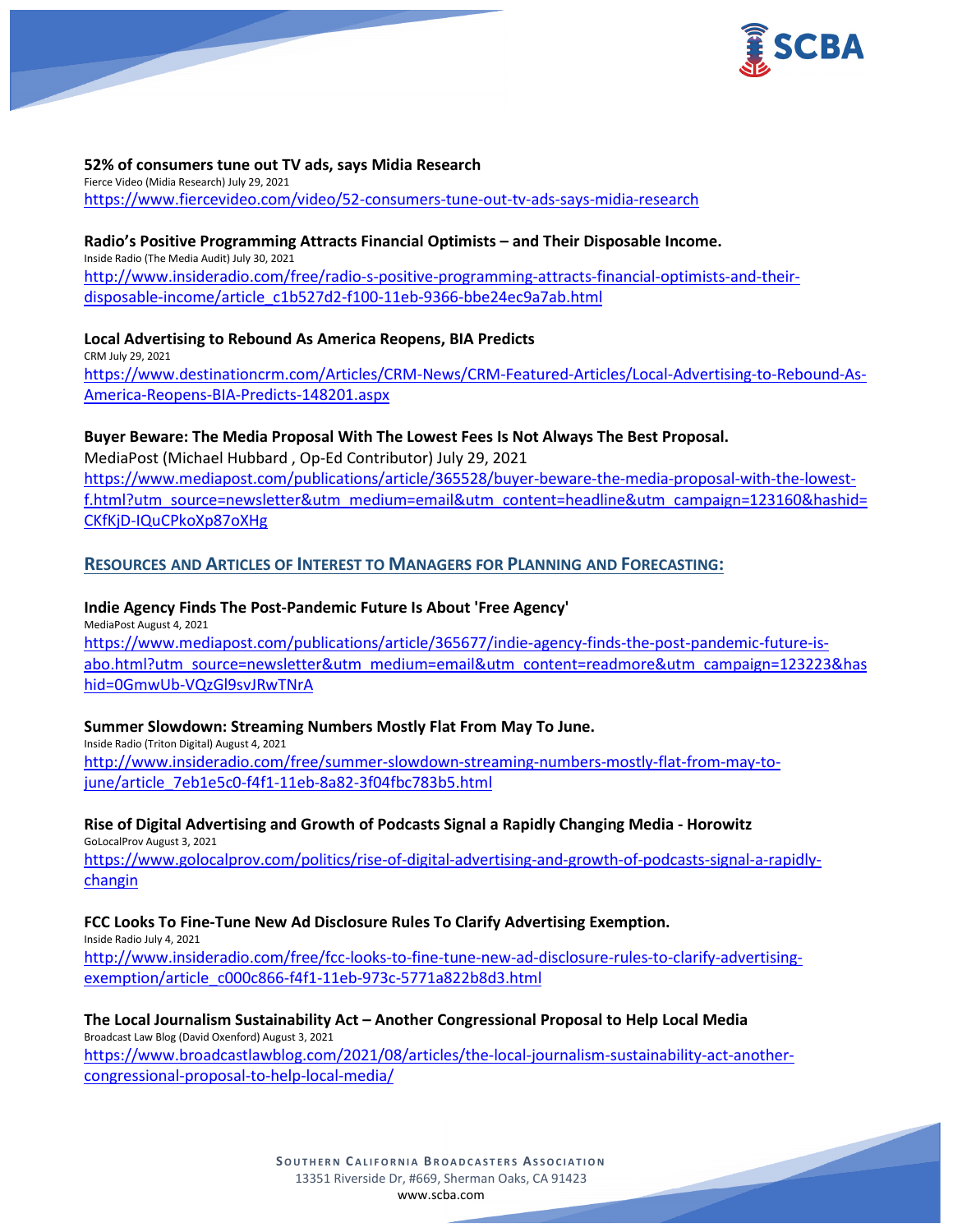**52% of consumers tune out TV ads, says Midia Research**
Fierce Video (Midia Research) July 29, 2021
https://www.fiercevideo.com/video/52-consumers-tune-out-tv-ads-says-midia-research

**Radio's Positive Programming Attracts Financial Optimists – and Their Disposable Income.**
Inside Radio (The Media Audit) July 30, 2021
http://www.insideradio.com/free/radio-s-positive-programming-attracts-financial-optimists-and-their-disposable-income/article_c1b527d2-f100-11eb-9366-bbe24ec9a7ab.html

**Local Advertising to Rebound As America Reopens, BIA Predicts**
CRM July 29, 2021
https://www.destinationcrm.com/Articles/CRM-News/CRM-Featured-Articles/Local-Advertising-to-Rebound-As-America-Reopens-BIA-Predicts-148201.aspx

**Buyer Beware: The Media Proposal With The Lowest Fees Is Not Always The Best Proposal.**
MediaPost (Michael Hubbard , Op-Ed Contributor) July 29, 2021
https://www.mediapost.com/publications/article/365528/buyer-beware-the-media-proposal-with-the-lowest-f.html?utm_source=newsletter&utm_medium=email&utm_content=headline&utm_campaign=123160&hashid=CKfKjD-IQuCPkoXp87oXHg

## RESOURCES AND ARTICLES OF INTEREST TO MANAGERS FOR PLANNING AND FORECASTING:

**Indie Agency Finds The Post-Pandemic Future Is About 'Free Agency'**
MediaPost August 4, 2021
https://www.mediapost.com/publications/article/365677/indie-agency-finds-the-post-pandemic-future-is-abo.html?utm_source=newsletter&utm_medium=email&utm_content=readmore&utm_campaign=123223&hashid=0GmwUb-VQzGl9svJRwTNrA

**Summer Slowdown: Streaming Numbers Mostly Flat From May To June.**
Inside Radio (Triton Digital) August 4, 2021
http://www.insideradio.com/free/summer-slowdown-streaming-numbers-mostly-flat-from-may-to-june/article_7eb1e5c0-f4f1-11eb-8a82-3f04fbc783b5.html

**Rise of Digital Advertising and Growth of Podcasts Signal a Rapidly Changing Media - Horowitz**
GoLocalProv August 3, 2021
https://www.golocalprov.com/politics/rise-of-digital-advertising-and-growth-of-podcasts-signal-a-rapidly-changin

**FCC Looks To Fine-Tune New Ad Disclosure Rules To Clarify Advertising Exemption.**
Inside Radio July 4, 2021
http://www.insideradio.com/free/fcc-looks-to-fine-tune-new-ad-disclosure-rules-to-clarify-advertising-exemption/article_c000c866-f4f1-11eb-973c-5771a822b8d3.html

**The Local Journalism Sustainability Act – Another Congressional Proposal to Help Local Media**
Broadcast Law Blog (David Oxenford) August 3, 2021
https://www.broadcastlawblog.com/2021/08/articles/the-local-journalism-sustainability-act-another-congressional-proposal-to-help-local-media/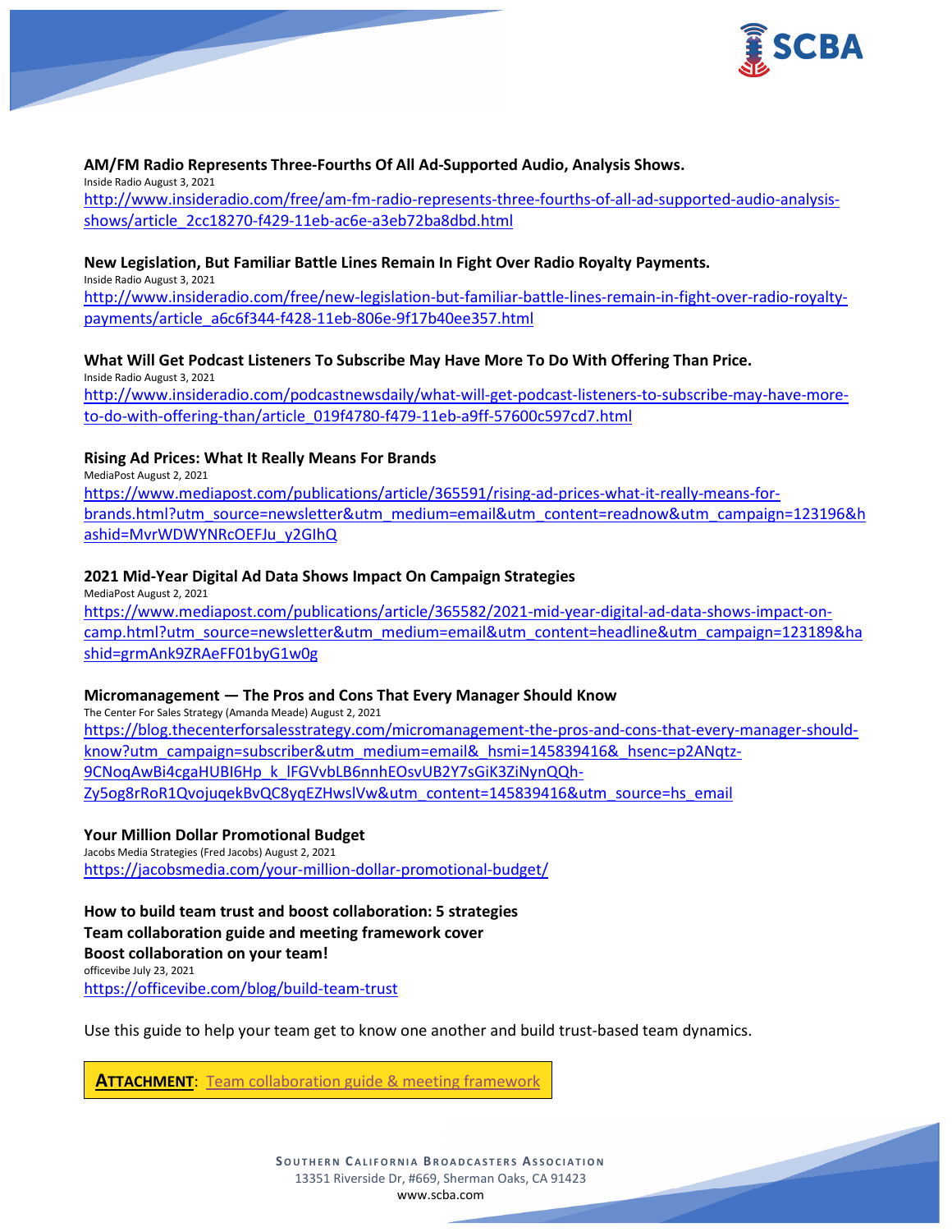**AM/FM Radio Represents Three-Fourths Of All Ad-Supported Audio, Analysis Shows.**
Inside Radio August 3, 2021
http://www.insideradio.com/free/am-fm-radio-represents-three-fourths-of-all-ad-supported-audio-analysis-shows/article_2cc18270-f429-11eb-ac6e-a3eb72ba8dbd.html

**New Legislation, But Familiar Battle Lines Remain In Fight Over Radio Royalty Payments.**
Inside Radio August 3, 2021
http://www.insideradio.com/free/new-legislation-but-familiar-battle-lines-remain-in-fight-over-radio-royalty-payments/article_a6c6f344-f428-11eb-806e-9f17b40ee357.html

**What Will Get Podcast Listeners To Subscribe May Have More To Do With Offering Than Price.**
Inside Radio August 3, 2021
http://www.insideradio.com/podcastnewsdaily/what-will-get-podcast-listeners-to-subscribe-may-have-more-to-do-with-offering-than/article_019f4780-f479-11eb-a9ff-57600c597cd7.html

**Rising Ad Prices: What It Really Means For Brands**
MediaPost August 2, 2021
https://www.mediapost.com/publications/article/365591/rising-ad-prices-what-it-really-means-for-brands.html?utm_source=newsletter&utm_medium=email&utm_content=readnow&utm_campaign=123196&hashid=MvrWDWYNRcOEFJu_y2GIhQ

**2021 Mid-Year Digital Ad Data Shows Impact On Campaign Strategies**
MediaPost August 2, 2021
https://www.mediapost.com/publications/article/365582/2021-mid-year-digital-ad-data-shows-impact-on-camp.html?utm_source=newsletter&utm_medium=email&utm_content=headline&utm_campaign=123189&hashid=grmAnk9ZRAeFF01byG1w0g

**Micromanagement — The Pros and Cons That Every Manager Should Know**
The Center For Sales Strategy (Amanda Meade) August 2, 2021
https://blog.thecenterforsalesstrategy.com/micromanagement-the-pros-and-cons-that-every-manager-should-know?utm_campaign=subscriber&utm_medium=email&_hsmi=145839416&_hsenc=p2ANqtz-9CNoqAwBi4cgaHUBI6Hp_k_lFGVvbLB6nnhEOsvUB2Y7sGiK3ZiNynQQh-Zy5og8rRoR1QvojuqekBvQC8yqEZHwslVw&utm_content=145839416&utm_source=hs_email

**Your Million Dollar Promotional Budget**
Jacobs Media Strategies (Fred Jacobs) August 2, 2021
https://jacobsmedia.com/your-million-dollar-promotional-budget/

**How to build team trust and boost collaboration: 5 strategies**
**Team collaboration guide and meeting framework cover**
**Boost collaboration on your team!**
officevibe July 23, 2021
https://officevibe.com/blog/build-team-trust

Use this guide to help your team get to know one another and build trust-based team dynamics.

**ATTACHMENT**: Team collaboration guide & meeting framework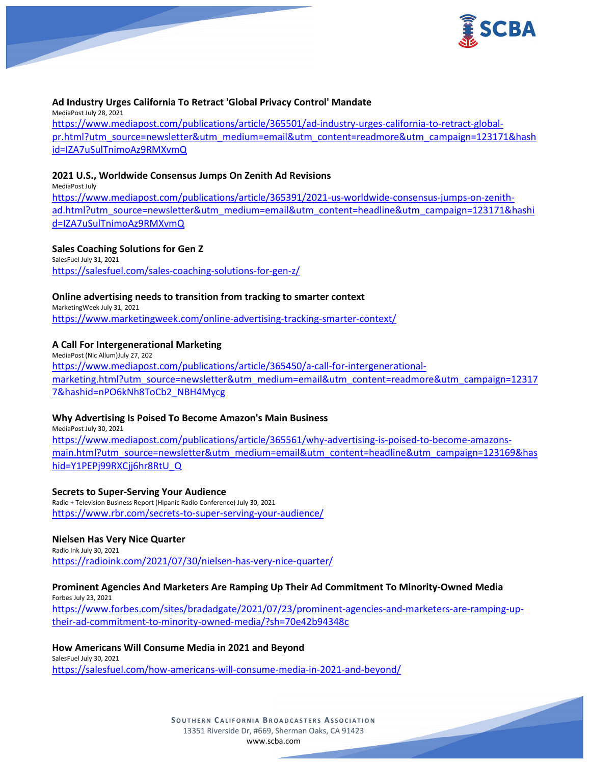**Ad Industry Urges California To Retract 'Global Privacy Control' Mandate**

MediaPost July 28, 2021

https://www.mediapost.com/publications/article/365501/ad-industry-urges-california-to-retract-global-pr.html?utm_source=newsletter&utm_medium=email&utm_content=readmore&utm_campaign=123171&hashid=IZA7uSulTnimoAz9RMXvmQ

**2021 U.S., Worldwide Consensus Jumps On Zenith Ad Revisions**

MediaPost July

https://www.mediapost.com/publications/article/365391/2021-us-worldwide-consensus-jumps-on-zenith-ad.html?utm_source=newsletter&utm_medium=email&utm_content=headline&utm_campaign=123171&hashid=IZA7uSulTnimoAz9RMXvmQ

**Sales Coaching Solutions for Gen Z**

SalesFuel July 31, 2021

https://salesfuel.com/sales-coaching-solutions-for-gen-z/

**Online advertising needs to transition from tracking to smarter context**

MarketingWeek July 31, 2021

https://www.marketingweek.com/online-advertising-tracking-smarter-context/

**A Call For Intergenerational Marketing**

MediaPost (Nic Allum)July 27, 202

https://www.mediapost.com/publications/article/365450/a-call-for-intergenerational-marketing.html?utm_source=newsletter&utm_medium=email&utm_content=readmore&utm_campaign=123177&hashid=nPO6kNh8ToCb2_NBH4Mycg

**Why Advertising Is Poised To Become Amazon's Main Business**

MediaPost July 30, 2021

https://www.mediapost.com/publications/article/365561/why-advertising-is-poised-to-become-amazons-main.html?utm_source=newsletter&utm_medium=email&utm_content=headline&utm_campaign=123169&hashid=Y1PEPj99RXCjj6hr8RtU_Q

**Secrets to Super-Serving Your Audience**

Radio + Television Business Report (Hipanic Radio Conference) July 30, 2021

https://www.rbr.com/secrets-to-super-serving-your-audience/

**Nielsen Has Very Nice Quarter**

Radio Ink July 30, 2021

https://radioink.com/2021/07/30/nielsen-has-very-nice-quarter/

**Prominent Agencies And Marketers Are Ramping Up Their Ad Commitment To Minority-Owned Media**

Forbes July 23, 2021

https://www.forbes.com/sites/bradadgate/2021/07/23/prominent-agencies-and-marketers-are-ramping-up-their-ad-commitment-to-minority-owned-media/?sh=70e42b94348c

**How Americans Will Consume Media in 2021 and Beyond**

SalesFuel July 30, 2021

https://salesfuel.com/how-americans-will-consume-media-in-2021-and-beyond/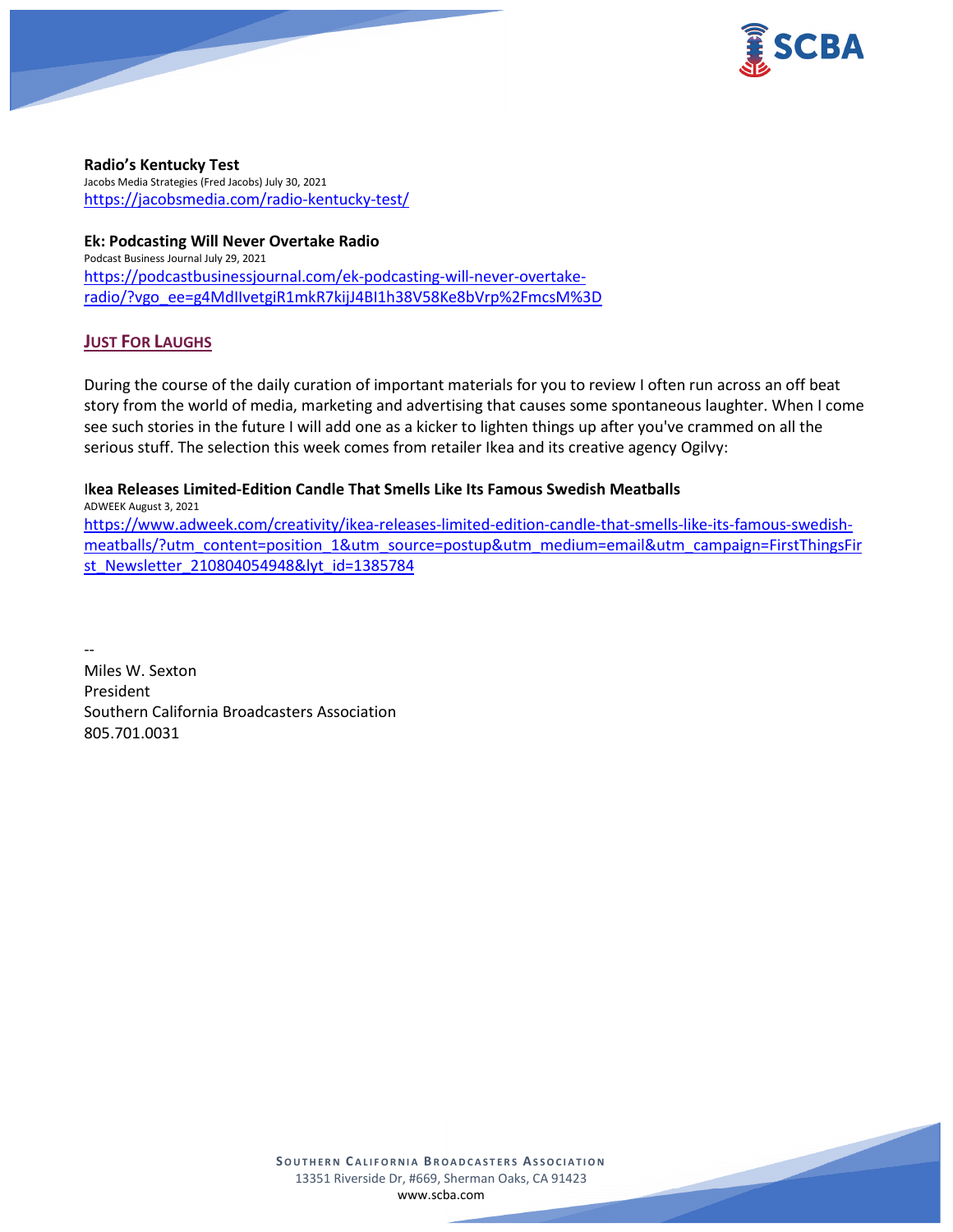**Radio's Kentucky Test**
Jacobs Media Strategies (Fred Jacobs) July 30, 2021
https://jacobsmedia.com/radio-kentucky-test/

**Ek: Podcasting Will Never Overtake Radio**
Podcast Business Journal July 29, 2021
https://podcastbusinessjournal.com/ek-podcasting-will-never-overtake-radio/?vgo_ee=g4MdIlvetgiR1mkR7kijJ4BI1h38V58Ke8bVrp%2FmcsM%3D

## JUST FOR LAUGHS

During the course of the daily curation of important materials for you to review I often run across an off beat story from the world of media, marketing and advertising that causes some spontaneous laughter. When I come see such stories in the future I will add one as a kicker to lighten things up after you've crammed on all the serious stuff. The selection this week comes from retailer Ikea and its creative agency Ogilvy:

**Ikea Releases Limited-Edition Candle That Smells Like Its Famous Swedish Meatballs**
ADWEEK August 3, 2021
https://www.adweek.com/creativity/ikea-releases-limited-edition-candle-that-smells-like-its-famous-swedish-meatballs/?utm_content=position_1&utm_source=postup&utm_medium=email&utm_campaign=FirstThingsFirst_Newsletter_210804054948&lyt_id=1385784

--
Miles W. Sexton
President
Southern California Broadcasters Association
805.701.0031